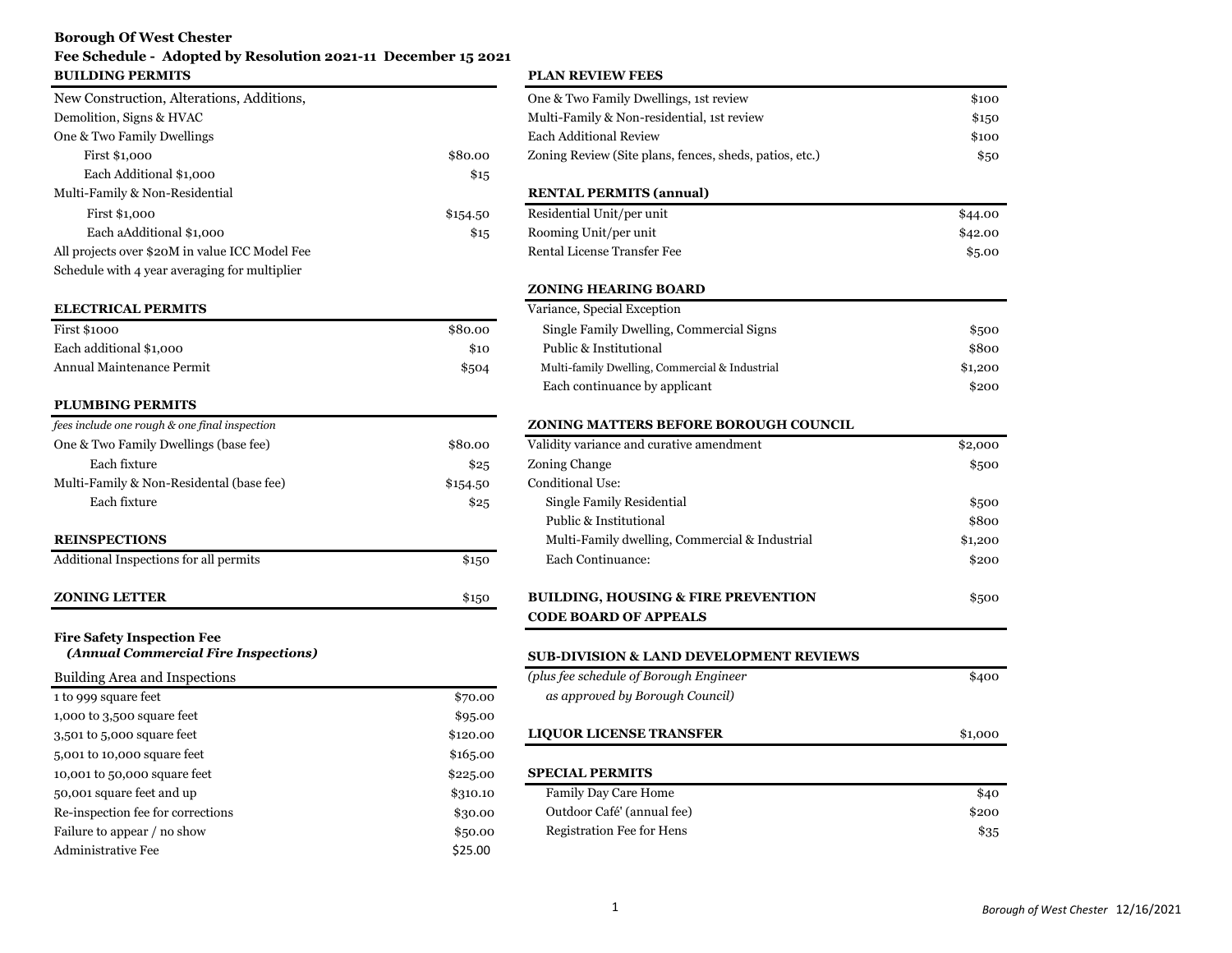**Borough Of West Chester**

**Fee Schedule - Adopted by Resolution 2021-11 December 15 2021**

## BUILDING PERMITS

| New Construction, Alterations, Additions, Demolition, Signs & HVAC | |
|---|---|
| One & Two Family Dwellings | |
| First $1,000 | $80.00 |
| Each Additional $1,000 | $15 |
| Multi-Family & Non-Residential | |
| First $1,000 | $154.50 |
| Each aAdditional $1,000 | $15 |
| All projects over $20M in value ICC Model Fee Schedule with 4 year averaging for multiplier | |

## ELECTRICAL PERMITS

| | |
|---|---|
| First $1000 | $80.00 |
| Each additional $1,000 | $10 |
| Annual Maintenance Permit | $504 |

## PLUMBING PERMITS

*fees include one rough & one final inspection*

| | |
|---|---|
| One & Two Family Dwellings (base fee) | $80.00 |
| Each fixture | $25 |
| Multi-Family & Non-Residental (base fee) | $154.50 |
| Each fixture | $25 |

## REINSPECTIONS

| | |
|---|---|
| Additional Inspections for all permits | $150 |

## ZONING LETTER — $150

## Fire Safety Inspection Fee
***(Annual Commercial Fire Inspections)***

| Building Area and Inspections | |
|---|---|
| 1 to 999 square feet | $70.00 |
| 1,000 to 3,500 square feet | $95.00 |
| 3,501 to 5,000 square feet | $120.00 |
| 5,001 to 10,000 square feet | $165.00 |
| 10,001 to 50,000 square feet | $225.00 |
| 50,001 square feet and up | $310.10 |
| Re-inspection fee for corrections | $30.00 |
| Failure to appear / no show | $50.00 |
| Administrative Fee | $25.00 |

## PLAN REVIEW FEES

| | |
|---|---|
| One & Two Family Dwellings, 1st review | $100 |
| Multi-Family & Non-residential, 1st review | $150 |
| Each Additional Review | $100 |
| Zoning Review (Site plans, fences, sheds, patios, etc.) | $50 |

## RENTAL PERMITS (annual)

| | |
|---|---|
| Residential Unit/per unit | $44.00 |
| Rooming Unit/per unit | $42.00 |
| Rental License Transfer Fee | $5.00 |

## ZONING HEARING BOARD

| Variance, Special Exception | |
|---|---|
| Single Family Dwelling, Commercial Signs | $500 |
| Public & Institutional | $800 |
| Multi-family Dwelling, Commercial & Industrial | $1,200 |
| Each continuance by applicant | $200 |

## ZONING MATTERS BEFORE BOROUGH COUNCIL

| | |
|---|---|
| Validity variance and curative amendment | $2,000 |
| Zoning Change | $500 |
| Conditional Use: | |
| Single Family Residential | $500 |
| Public & Institutional | $800 |
| Multi-Family dwelling, Commercial & Industrial | $1,200 |
| Each Continuance: | $200 |

## BUILDING, HOUSING & FIRE PREVENTION CODE BOARD OF APPEALS — $500

## SUB-DIVISION & LAND DEVELOPMENT REVIEWS

| | |
|---|---|
| *(plus fee schedule of Borough Engineer as approved by Borough Council)* | $400 |

## LIQUOR LICENSE TRANSFER — $1,000

## SPECIAL PERMITS

| | |
|---|---|
| Family Day Care Home | $40 |
| Outdoor Café' (annual fee) | $200 |
| Registration Fee for Hens | $35 |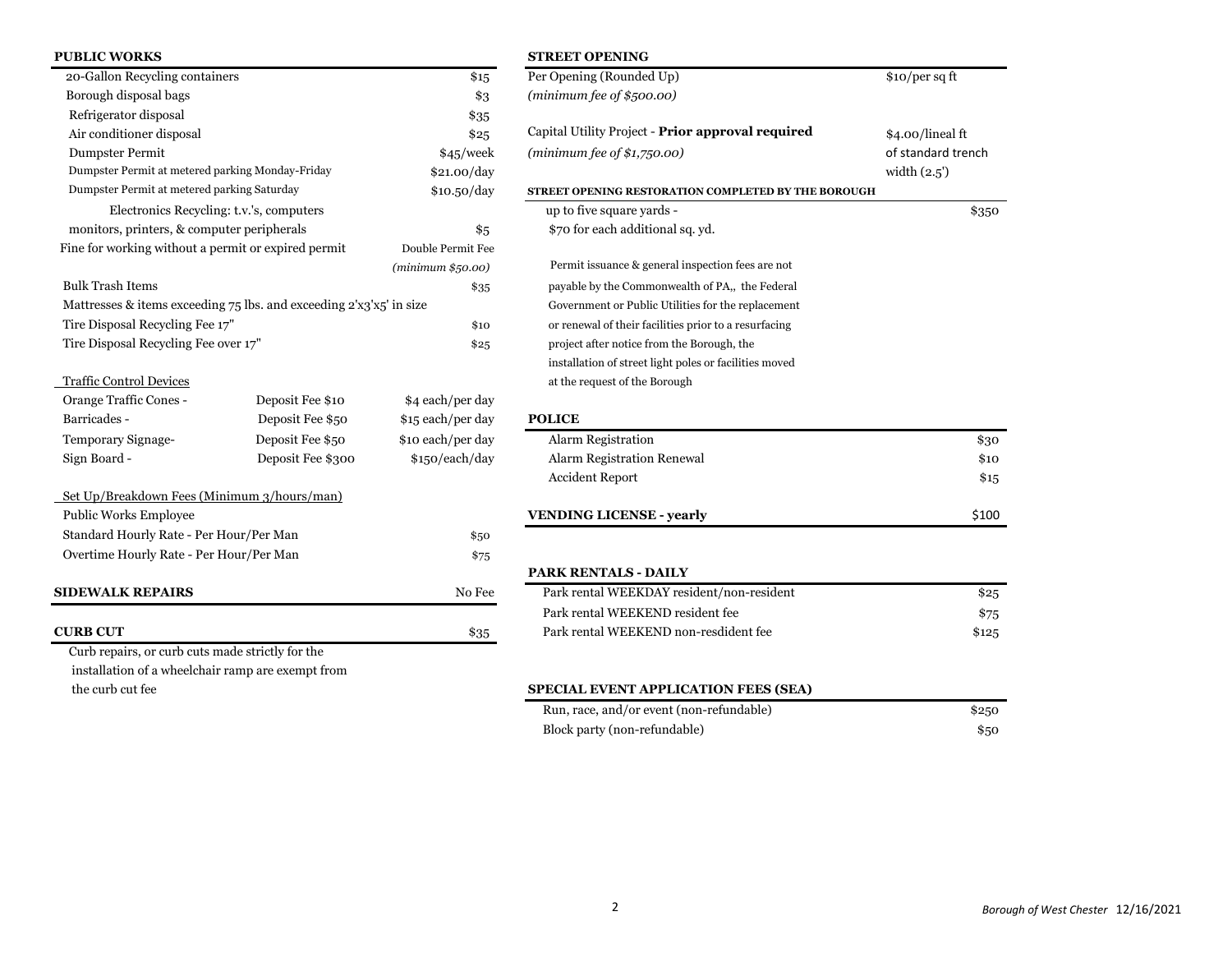## PUBLIC WORKS

| Item | | Fee |
|---|---|---|
| 20-Gallon Recycling containers | | $15 |
| Borough disposal bags | | $3 |
| Refrigerator disposal | | $35 |
| Air conditioner disposal | | $25 |
| Dumpster Permit | | $45/week |
| Dumpster Permit at metered parking Monday-Friday | | $21.00/day |
| Dumpster Permit at metered parking Saturday | | $10.50/day |
| Electronics Recycling: t.v.'s, computers monitors, printers, & computer peripherals | | $5 |
| Fine for working without a permit or expired permit | | Double Permit Fee *(minimum $50.00)* |
| Bulk Trash Items | | $35 |
| Mattresses & items exceeding 75 lbs. and exceeding 2'x3'x5' in size | | |
| Tire Disposal Recycling Fee 17" | | $10 |
| Tire Disposal Recycling Fee over 17" | | $25 |
| **Traffic Control Devices** | | |
| Orange Traffic Cones - | Deposit Fee $10 | $4 each/per day |
| Barricades - | Deposit Fee $50 | $15 each/per day |
| Temporary Signage- | Deposit Fee $50 | $10 each/per day |
| Sign Board - | Deposit Fee $300 | $150/each/day |
| **Set Up/Breakdown Fees (Minimum 3/hours/man)** | | |
| Public Works Employee | | |
| Standard Hourly Rate - Per Hour/Per Man | | $50 |
| Overtime Hourly Rate - Per Hour/Per Man | | $75 |

## SIDEWALK REPAIRS — No Fee

## CURB CUT — $35

Curb repairs, or curb cuts made strictly for the installation of a wheelchair ramp are exempt from the curb cut fee

## STREET OPENING

| Item | Fee |
|---|---|
| Per Opening (Rounded Up) *(minimum fee of $500.00)* | $10/per sq ft |
| Capital Utility Project - **Prior approval required** *(minimum fee of $1,750.00)* | $4.00/lineal ft of standard trench width (2.5') |

### STREET OPENING RESTORATION COMPLETED BY THE BOROUGH

| Item | Fee |
|---|---|
| up to five square yards - | $350 |
| $70 for each additional sq. yd. | |

Permit issuance & general inspection fees are not payable by the Commonwealth of PA,, the Federal Government or Public Utilities for the replacement or renewal of their facilities prior to a resurfacing project after notice from the Borough, the installation of street light poles or facilities moved at the request of the Borough

## POLICE

| Item | Fee |
|---|---|
| Alarm Registration | $30 |
| Alarm Registration Renewal | $10 |
| Accident Report | $15 |

## VENDING LICENSE - yearly — $100

## PARK RENTALS - DAILY

| Item | Fee |
|---|---|
| Park rental WEEKDAY resident/non-resident | $25 |
| Park rental WEEKEND resident fee | $75 |
| Park rental WEEKEND non-resdident fee | $125 |

## SPECIAL EVENT APPLICATION FEES (SEA)

| Item | Fee |
|---|---|
| Run, race, and/or event (non-refundable) | $250 |
| Block party (non-refundable) | $50 |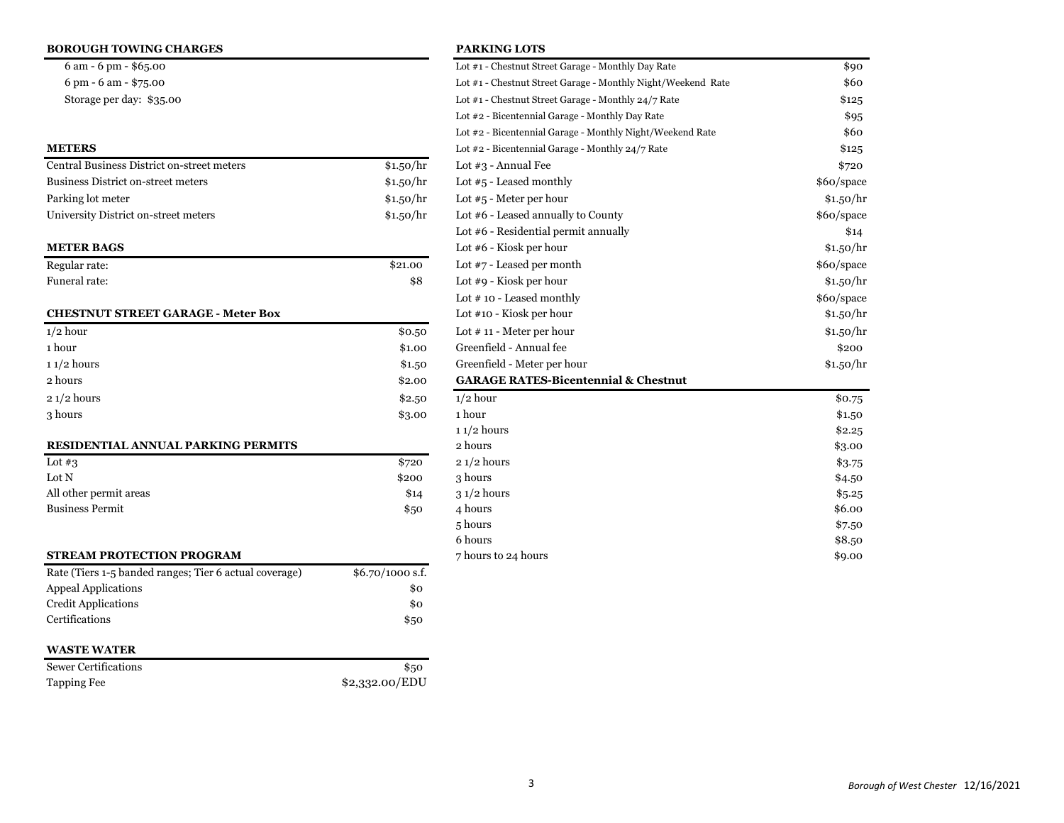### BOROUGH TOWING CHARGES

6 am - 6 pm - $65.00

6 pm - 6 am - $75.00

Storage per day: $35.00

### METERS

| | |
|---|---|
| Central Business District on-street meters | $1.50/hr |
| Business District on-street meters | $1.50/hr |
| Parking lot meter | $1.50/hr |
| University District on-street meters | $1.50/hr |

### METER BAGS

| | |
|---|---|
| Regular rate: | $21.00 |
| Funeral rate: | $8 |

### CHESTNUT STREET GARAGE - Meter Box

| | |
|---|---|
| 1/2 hour | $0.50 |
| 1 hour | $1.00 |
| 1 1/2 hours | $1.50 |
| 2 hours | $2.00 |
| 2 1/2 hours | $2.50 |
| 3 hours | $3.00 |

### RESIDENTIAL ANNUAL PARKING PERMITS

| | |
|---|---|
| Lot #3 | $720 |
| Lot N | $200 |
| All other permit areas | $14 |
| Business Permit | $50 |

### STREAM PROTECTION PROGRAM

| | |
|---|---|
| Rate (Tiers 1-5 banded ranges; Tier 6 actual coverage) | $6.70/1000 s.f. |
| Appeal Applications | $0 |
| Credit Applications | $0 |
| Certifications | $50 |

### WASTE WATER

| | |
|---|---|
| Sewer Certifications | $50 |
| Tapping Fee | $2,332.00/EDU |

### PARKING LOTS

| | |
|---|---|
| Lot #1 - Chestnut Street Garage - Monthly Day Rate | $90 |
| Lot #1 - Chestnut Street Garage - Monthly Night/Weekend Rate | $60 |
| Lot #1 - Chestnut Street Garage - Monthly 24/7 Rate | $125 |
| Lot #2 - Bicentennial Garage - Monthly Day Rate | $95 |
| Lot #2 - Bicentennial Garage - Monthly Night/Weekend Rate | $60 |
| Lot #2 - Bicentennial Garage - Monthly 24/7 Rate | $125 |
| Lot #3 - Annual Fee | $720 |
| Lot #5 - Leased monthly | $60/space |
| Lot #5 - Meter per hour | $1.50/hr |
| Lot #6 - Leased annually to County | $60/space |
| Lot #6 - Residential permit annually | $14 |
| Lot #6 - Kiosk per hour | $1.50/hr |
| Lot #7 - Leased per month | $60/space |
| Lot #9 - Kiosk per hour | $1.50/hr |
| Lot # 10 - Leased monthly | $60/space |
| Lot #10 - Kiosk per hour | $1.50/hr |
| Lot # 11 - Meter per hour | $1.50/hr |
| Greenfield - Annual fee | $200 |
| Greenfield - Meter per hour | $1.50/hr |

### GARAGE RATES-Bicentennial & Chestnut

| | |
|---|---|
| 1/2 hour | $0.75 |
| 1 hour | $1.50 |
| 1 1/2 hours | $2.25 |
| 2 hours | $3.00 |
| 2 1/2 hours | $3.75 |
| 3 hours | $4.50 |
| 3 1/2 hours | $5.25 |
| 4 hours | $6.00 |
| 5 hours | $7.50 |
| 6 hours | $8.50 |
| 7 hours to 24 hours | $9.00 |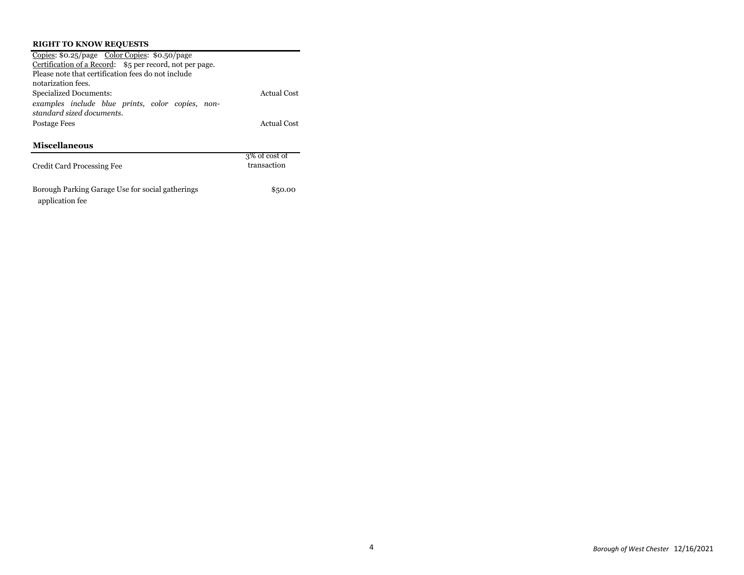**RIGHT TO KNOW REQUESTS**

Copies: $0.25/page  Color Copies: $0.50/page
Certification of a Record: $5 per record, not per page.
Please note that certification fees do not include notarization fees.

| | |
|---|---|
| Specialized Documents:<br>*examples include blue prints, color copies, non-standard sized documents.* | Actual Cost |
| Postage Fees | Actual Cost |

### Miscellaneous

| | |
|---|---|
| Credit Card Processing Fee | 3% of cost of transaction |
| Borough Parking Garage Use for social gatherings application fee | $50.00 |